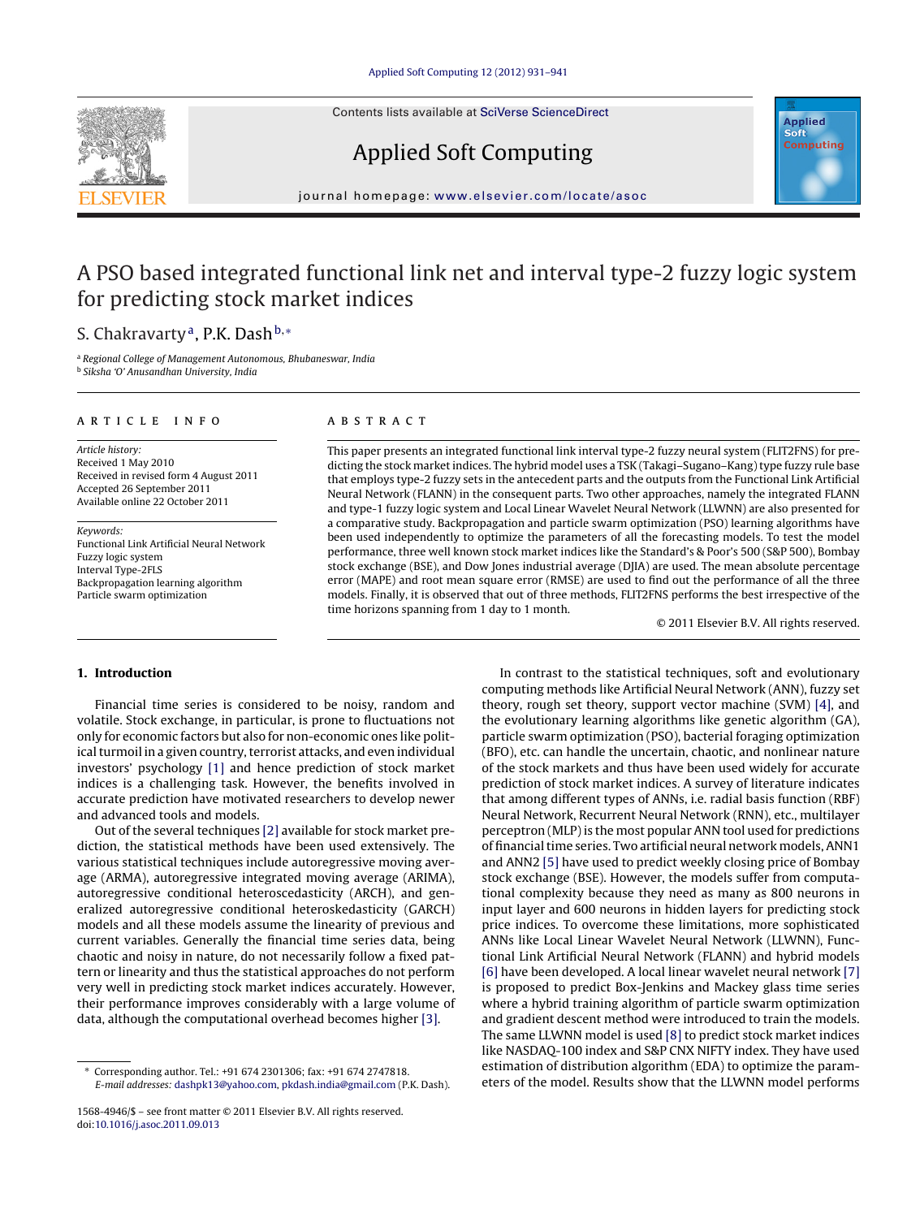# A PSO based integrated functional link net and interval type-2 fuzzy logic system for predicting stock market indices

S. Chakravarty [a], P.K. Dash [b,*]

[a] *Regional College of Management Autonomous, Bhubaneswar, India*
[b] *Siksha 'O' Anusandhan University, India*

## ARTICLE INFO

*Article history:*
Received 1 May 2010
Received in revised form 4 August 2011
Accepted 26 September 2011
Available online 22 October 2011

*Keywords:*
Functional Link Artificial Neural Network
Fuzzy logic system
Interval Type-2FLS
Backpropagation learning algorithm
Particle swarm optimization

## ABSTRACT

This paper presents an integrated functional link interval type-2 fuzzy neural system (FLIT2FNS) for predicting the stock market indices. The hybrid model uses a TSK (Takagi–Sugano–Kang) type fuzzy rule base that employs type-2 fuzzy sets in the antecedent parts and the outputs from the Functional Link Artificial Neural Network (FLANN) in the consequent parts. Two other approaches, namely the integrated FLANN and type-1 fuzzy logic system and Local Linear Wavelet Neural Network (LLWNN) are also presented for a comparative study. Backpropagation and particle swarm optimization (PSO) learning algorithms have been used independently to optimize the parameters of all the forecasting models. To test the model performance, three well known stock market indices like the Standard's & Poor's 500 (S&P 500), Bombay stock exchange (BSE), and Dow Jones industrial average (DJIA) are used. The mean absolute percentage error (MAPE) and root mean square error (RMSE) are used to find out the performance of all the three models. Finally, it is observed that out of three methods, FLIT2FNS performs the best irrespective of the time horizons spanning from 1 day to 1 month.

© 2011 Elsevier B.V. All rights reserved.

## 1. Introduction

Financial time series is considered to be noisy, random and volatile. Stock exchange, in particular, is prone to fluctuations not only for economic factors but also for non-economic ones like political turmoil in a given country, terrorist attacks, and even individual investors' psychology [1] and hence prediction of stock market indices is a challenging task. However, the benefits involved in accurate prediction have motivated researchers to develop newer and advanced tools and models.

Out of the several techniques [2] available for stock market prediction, the statistical methods have been used extensively. The various statistical techniques include autoregressive moving average (ARMA), autoregressive integrated moving average (ARIMA), autoregressive conditional heteroscedasticity (ARCH), and generalized autoregressive conditional heteroskedasticity (GARCH) models and all these models assume the linearity of previous and current variables. Generally the financial time series data, being chaotic and noisy in nature, do not necessarily follow a fixed pattern or linearity and thus the statistical approaches do not perform very well in predicting stock market indices accurately. However, their performance improves considerably with a large volume of data, although the computational overhead becomes higher [3].

In contrast to the statistical techniques, soft and evolutionary computing methods like Artificial Neural Network (ANN), fuzzy set theory, rough set theory, support vector machine (SVM) [4], and the evolutionary learning algorithms like genetic algorithm (GA), particle swarm optimization (PSO), bacterial foraging optimization (BFO), etc. can handle the uncertain, chaotic, and nonlinear nature of the stock markets and thus have been used widely for accurate prediction of stock market indices. A survey of literature indicates that among different types of ANNs, i.e. radial basis function (RBF) Neural Network, Recurrent Neural Network (RNN), etc., multilayer perceptron (MLP) is the most popular ANN tool used for predictions of financial time series. Two artificial neural network models, ANN1 and ANN2 [5] have used to predict weekly closing price of Bombay stock exchange (BSE). However, the models suffer from computational complexity because they need as many as 800 neurons in input layer and 600 neurons in hidden layers for predicting stock price indices. To overcome these limitations, more sophisticated ANNs like Local Linear Wavelet Neural Network (LLWNN), Functional Link Artificial Neural Network (FLANN) and hybrid models [6] have been developed. A local linear wavelet neural network [7] is proposed to predict Box-Jenkins and Mackey glass time series where a hybrid training algorithm of particle swarm optimization and gradient descent method were introduced to train the models. The same LLWNN model is used [8] to predict stock market indices like NASDAQ-100 index and S&P CNX NIFTY index. They have used estimation of distribution algorithm (EDA) to optimize the parameters of the model. Results show that the LLWNN model performs

---

* Corresponding author. Tel.: +91 674 2301306; fax: +91 674 2747818.
*E-mail addresses:* dashpk13@yahoo.com, pkdash.india@gmail.com (P.K. Dash).

1568-4946/$ – see front matter © 2011 Elsevier B.V. All rights reserved.
doi:10.1016/j.asoc.2011.09.013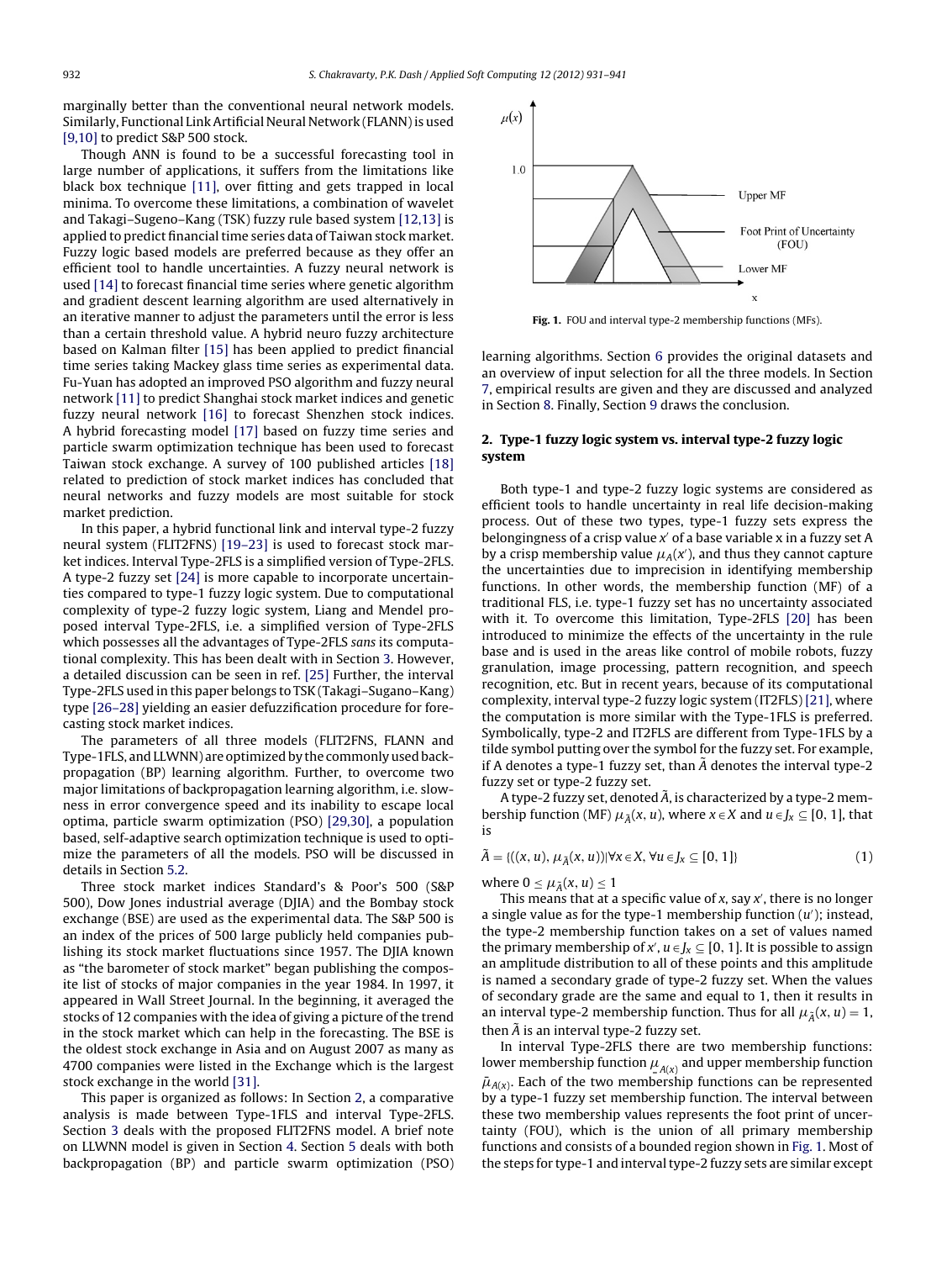marginally better than the conventional neural network models. Similarly, Functional Link Artificial Neural Network (FLANN) is used [9,10] to predict S&P 500 stock.

Though ANN is found to be a successful forecasting tool in large number of applications, it suffers from the limitations like black box technique [11], over fitting and gets trapped in local minima. To overcome these limitations, a combination of wavelet and Takagi–Sugeno–Kang (TSK) fuzzy rule based system [12,13] is applied to predict financial time series data of Taiwan stock market. Fuzzy logic based models are preferred because as they offer an efficient tool to handle uncertainties. A fuzzy neural network is used [14] to forecast financial time series where genetic algorithm and gradient descent learning algorithm are used alternatively in an iterative manner to adjust the parameters until the error is less than a certain threshold value. A hybrid neuro fuzzy architecture based on Kalman filter [15] has been applied to predict financial time series taking Mackey glass time series as experimental data. Fu-Yuan has adopted an improved PSO algorithm and fuzzy neural network [11] to predict Shanghai stock market indices and genetic fuzzy neural network [16] to forecast Shenzhen stock indices. A hybrid forecasting model [17] based on fuzzy time series and particle swarm optimization technique has been used to forecast Taiwan stock exchange. A survey of 100 published articles [18] related to prediction of stock market indices has concluded that neural networks and fuzzy models are most suitable for stock market prediction.

In this paper, a hybrid functional link and interval type-2 fuzzy neural system (FLIT2FNS) [19–23] is used to forecast stock market indices. Interval Type-2FLS is a simplified version of Type-2FLS. A type-2 fuzzy set [24] is more capable to incorporate uncertainties compared to type-1 fuzzy logic system. Due to computational complexity of type-2 fuzzy logic system, Liang and Mendel proposed interval Type-2FLS, i.e. a simplified version of Type-2FLS which possesses all the advantages of Type-2FLS *sans* its computational complexity. This has been dealt with in Section 3. However, a detailed discussion can be seen in ref. [25] Further, the interval Type-2FLS used in this paper belongs to TSK (Takagi–Sugano–Kang) type [26–28] yielding an easier defuzzification procedure for forecasting stock market indices.

The parameters of all three models (FLIT2FNS, FLANN and Type-1FLS, and LLWNN) are optimized by the commonly used backpropagation (BP) learning algorithm. Further, to overcome two major limitations of backpropagation learning algorithm, i.e. slowness in error convergence speed and its inability to escape local optima, particle swarm optimization (PSO) [29,30], a population based, self-adaptive search optimization technique is used to optimize the parameters of all the models. PSO will be discussed in details in Section 5.2.

Three stock market indices Standard's & Poor's 500 (S&P 500), Dow Jones industrial average (DJIA) and the Bombay stock exchange (BSE) are used as the experimental data. The S&P 500 is an index of the prices of 500 large publicly held companies publishing its stock market fluctuations since 1957. The DJIA known as "the barometer of stock market" began publishing the composite list of stocks of major companies in the year 1984. In 1997, it appeared in Wall Street Journal. In the beginning, it averaged the stocks of 12 companies with the idea of giving a picture of the trend in the stock market which can help in the forecasting. The BSE is the oldest stock exchange in Asia and on August 2007 as many as 4700 companies were listed in the Exchange which is the largest stock exchange in the world [31].

This paper is organized as follows: In Section 2, a comparative analysis is made between Type-1FLS and interval Type-2FLS. Section 3 deals with the proposed FLIT2FNS model. A brief note on LLWNN model is given in Section 4. Section 5 deals with both backpropagation (BP) and particle swarm optimization (PSO) learning algorithms. Section 6 provides the original datasets and an overview of input selection for all the three models. In Section 7, empirical results are given and they are discussed and analyzed in Section 8. Finally, Section 9 draws the conclusion.

**Fig. 1.** FOU and interval type-2 membership functions (MFs).

## 2. Type-1 fuzzy logic system vs. interval type-2 fuzzy logic system

Both type-1 and type-2 fuzzy logic systems are considered as efficient tools to handle uncertainty in real life decision-making process. Out of these two types, type-1 fuzzy sets express the belongingness of a crisp value $x'$ of a base variable x in a fuzzy set A by a crisp membership value $\mu_A(x')$, and thus they cannot capture the uncertainties due to imprecision in identifying membership functions. In other words, the membership function (MF) of a traditional FLS, i.e. type-1 fuzzy set has no uncertainty associated with it. To overcome this limitation, Type-2FLS [20] has been introduced to minimize the effects of the uncertainty in the rule base and is used in the areas like control of mobile robots, fuzzy granulation, image processing, pattern recognition, and speech recognition, etc. But in recent years, because of its computational complexity, interval type-2 fuzzy logic system (IT2FLS) [21], where the computation is more similar with the Type-1FLS is preferred. Symbolically, type-2 and IT2FLS are different from Type-1FLS by a tilde symbol putting over the symbol for the fuzzy set. For example, if A denotes a type-1 fuzzy set, than $\tilde{A}$ denotes the interval type-2 fuzzy set or type-2 fuzzy set.

A type-2 fuzzy set, denoted $\tilde{A}$, is characterized by a type-2 membership function (MF) $\mu_{\tilde{A}}(x, u)$, where $x \in X$ and $u \in J_x \subseteq [0, 1]$, that is

$$\tilde{A} = \{((x, u), \mu_{\tilde{A}}(x, u))|\forall x \in X, \forall u \in J_x \subseteq [0, 1]\} \tag{1}$$

where $0 \leq \mu_{\tilde{A}}(x, u) \leq 1$

This means that at a specific value of $x$, say $x'$, there is no longer a single value as for the type-1 membership function ($u'$); instead, the type-2 membership function takes on a set of values named the primary membership of $x'$, $u \in J_x \subseteq [0, 1]$. It is possible to assign an amplitude distribution to all of these points and this amplitude is named a secondary grade of type-2 fuzzy set. When the values of secondary grade are the same and equal to 1, then it results in an interval type-2 membership function. Thus for all $\mu_{\tilde{A}}(x, u) = 1$, then $\tilde{A}$ is an interval type-2 fuzzy set.

In interval Type-2FLS there are two membership functions: lower membership function $\underline{\mu}_{A(x)}$ and upper membership function $\bar{\mu}_{A(x)}$. Each of the two membership functions can be represented by a type-1 fuzzy set membership function. The interval between these two membership values represents the foot print of uncertainty (FOU), which is the union of all primary membership functions and consists of a bounded region shown in Fig. 1. Most of the steps for type-1 and interval type-2 fuzzy sets are similar except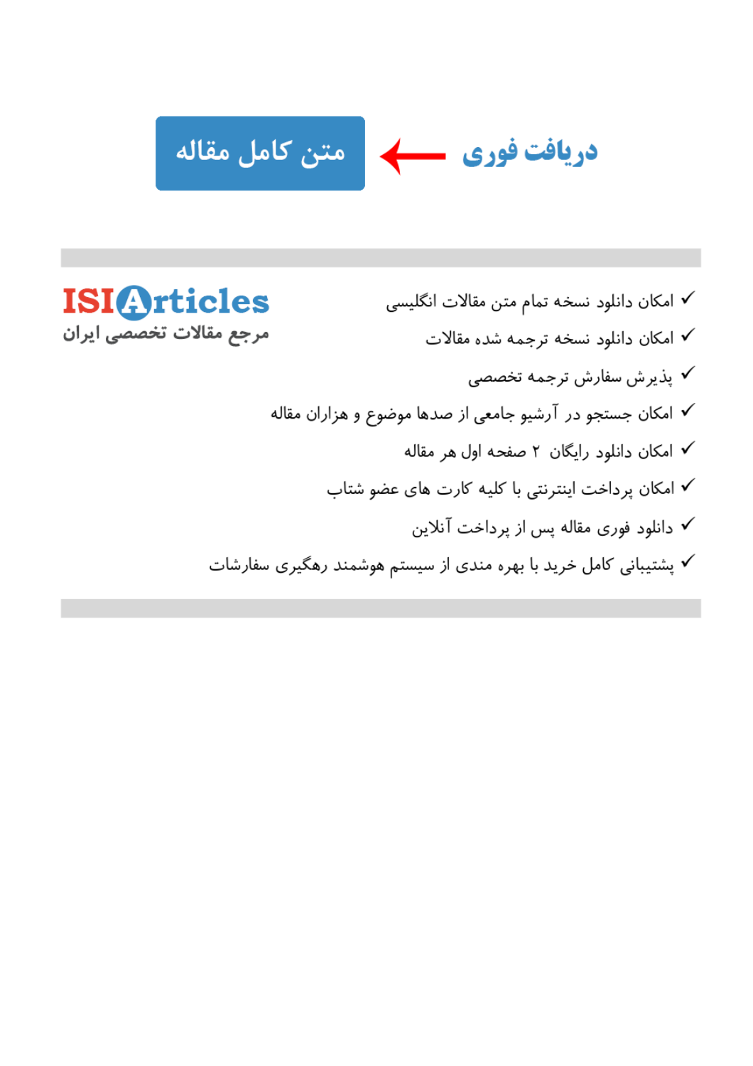دریافت فوری ← متن کامل مقاله

**ISIArticles**
مرجع مقالات تخصصی ایران

- ✓ امکان دانلود نسخه تمام متن مقالات انگلیسی
- ✓ امکان دانلود نسخه ترجمه شده مقالات
- ✓ پذیرش سفارش ترجمه تخصصی
- ✓ امکان جستجو در آرشیو جامعی از صدها موضوع و هزاران مقاله
- ✓ امکان دانلود رایگان ۲ صفحه اول هر مقاله
- ✓ امکان پرداخت اینترنتی با کلیه کارت های عضو شتاب
- ✓ دانلود فوری مقاله پس از پرداخت آنلاین
- ✓ پشتیبانی کامل خرید با بهره مندی از سیستم هوشمند رهگیری سفارشات